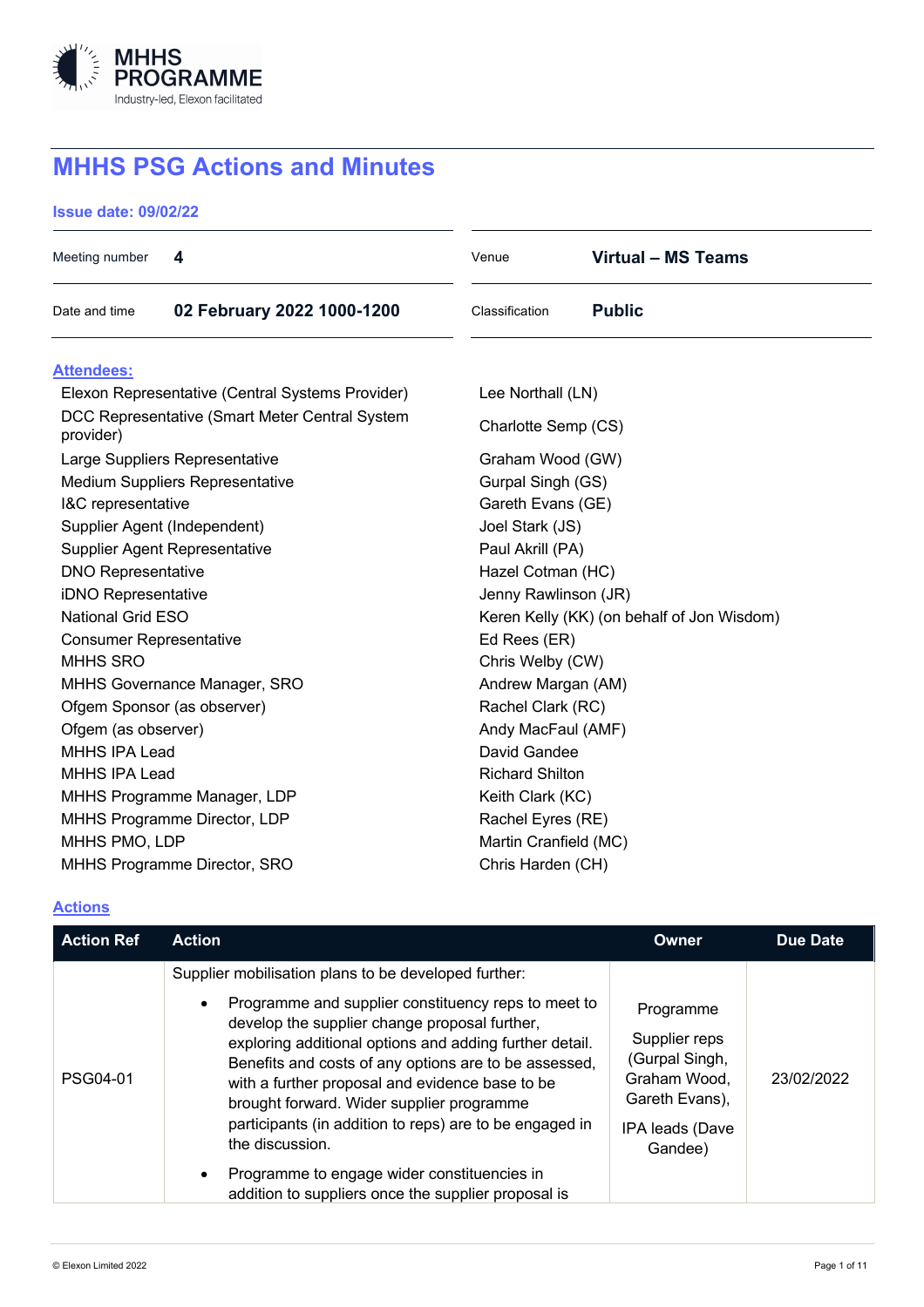MHHS PROGRAMME
Industry-led, Elexon facilitated

# MHHS PSG Actions and Minutes

**Issue date: 09/02/22**

| | | | |
|---|---|---|---|
| Meeting number | **4** | Venue | **Virtual – MS Teams** |
| Date and time | **02 February 2022 1000-1200** | Classification | **Public** |

## Attendees:

| | |
|---|---|
| Elexon Representative (Central Systems Provider) | Lee Northall (LN) |
| DCC Representative (Smart Meter Central System provider) | Charlotte Semp (CS) |
| Large Suppliers Representative | Graham Wood (GW) |
| Medium Suppliers Representative | Gurpal Singh (GS) |
| I&C representative | Gareth Evans (GE) |
| Supplier Agent (Independent) | Joel Stark (JS) |
| Supplier Agent Representative | Paul Akrill (PA) |
| DNO Representative | Hazel Cotman (HC) |
| iDNO Representative | Jenny Rawlinson (JR) |
| National Grid ESO | Keren Kelly (KK) (on behalf of Jon Wisdom) |
| Consumer Representative | Ed Rees (ER) |
| MHHS SRO | Chris Welby (CW) |
| MHHS Governance Manager, SRO | Andrew Margan (AM) |
| Ofgem Sponsor (as observer) | Rachel Clark (RC) |
| Ofgem (as observer) | Andy MacFaul (AMF) |
| MHHS IPA Lead | David Gandee |
| MHHS IPA Lead | Richard Shilton |
| MHHS Programme Manager, LDP | Keith Clark (KC) |
| MHHS Programme Director, LDP | Rachel Eyres (RE) |
| MHHS PMO, LDP | Martin Cranfield (MC) |
| MHHS Programme Director, SRO | Chris Harden (CH) |

## Actions

| Action Ref | Action | Owner | Due Date |
|---|---|---|---|
| PSG04-01 | Supplier mobilisation plans to be developed further:<br>• Programme and supplier constituency reps to meet to develop the supplier change proposal further, exploring additional options and adding further detail. Benefits and costs of any options are to be assessed, with a further proposal and evidence base to be brought forward. Wider supplier programme participants (in addition to reps) are to be engaged in the discussion.<br>• Programme to engage wider constituencies in addition to suppliers once the supplier proposal is | Programme<br>Supplier reps (Gurpal Singh, Graham Wood, Gareth Evans),<br>IPA leads (Dave Gandee) | 23/02/2022 |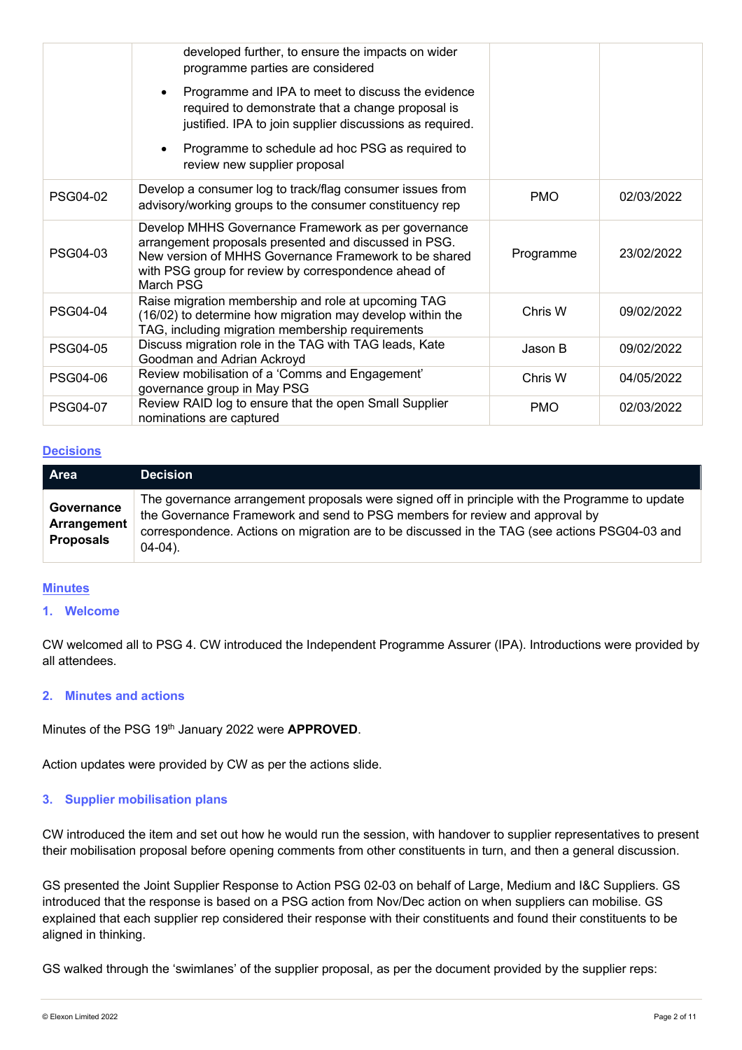| | | | |
|---|---|---|---|
| | developed further, to ensure the impacts on wider programme parties are considered<br>• Programme and IPA to meet to discuss the evidence required to demonstrate that a change proposal is justified. IPA to join supplier discussions as required.<br>• Programme to schedule ad hoc PSG as required to review new supplier proposal | | |
| PSG04-02 | Develop a consumer log to track/flag consumer issues from advisory/working groups to the consumer constituency rep | PMO | 02/03/2022 |
| PSG04-03 | Develop MHHS Governance Framework as per governance arrangement proposals presented and discussed in PSG. New version of MHHS Governance Framework to be shared with PSG group for review by correspondence ahead of March PSG | Programme | 23/02/2022 |
| PSG04-04 | Raise migration membership and role at upcoming TAG (16/02) to determine how migration may develop within the TAG, including migration membership requirements | Chris W | 09/02/2022 |
| PSG04-05 | Discuss migration role in the TAG with TAG leads, Kate Goodman and Adrian Ackroyd | Jason B | 09/02/2022 |
| PSG04-06 | Review mobilisation of a 'Comms and Engagement' governance group in May PSG | Chris W | 04/05/2022 |
| PSG04-07 | Review RAID log to ensure that the open Small Supplier nominations are captured | PMO | 02/03/2022 |

## Decisions

| Area | Decision |
|---|---|
| **Governance Arrangement Proposals** | The governance arrangement proposals were signed off in principle with the Programme to update the Governance Framework and send to PSG members for review and approval by correspondence. Actions on migration are to be discussed in the TAG (see actions PSG04-03 and 04-04). |

## Minutes

### 1. Welcome

CW welcomed all to PSG 4. CW introduced the Independent Programme Assurer (IPA). Introductions were provided by all attendees.

### 2. Minutes and actions

Minutes of the PSG 19th January 2022 were **APPROVED**.

Action updates were provided by CW as per the actions slide.

### 3. Supplier mobilisation plans

CW introduced the item and set out how he would run the session, with handover to supplier representatives to present their mobilisation proposal before opening comments from other constituents in turn, and then a general discussion.

GS presented the Joint Supplier Response to Action PSG 02-03 on behalf of Large, Medium and I&C Suppliers. GS introduced that the response is based on a PSG action from Nov/Dec action on when suppliers can mobilise. GS explained that each supplier rep considered their response with their constituents and found their constituents to be aligned in thinking.

GS walked through the 'swimlanes' of the supplier proposal, as per the document provided by the supplier reps: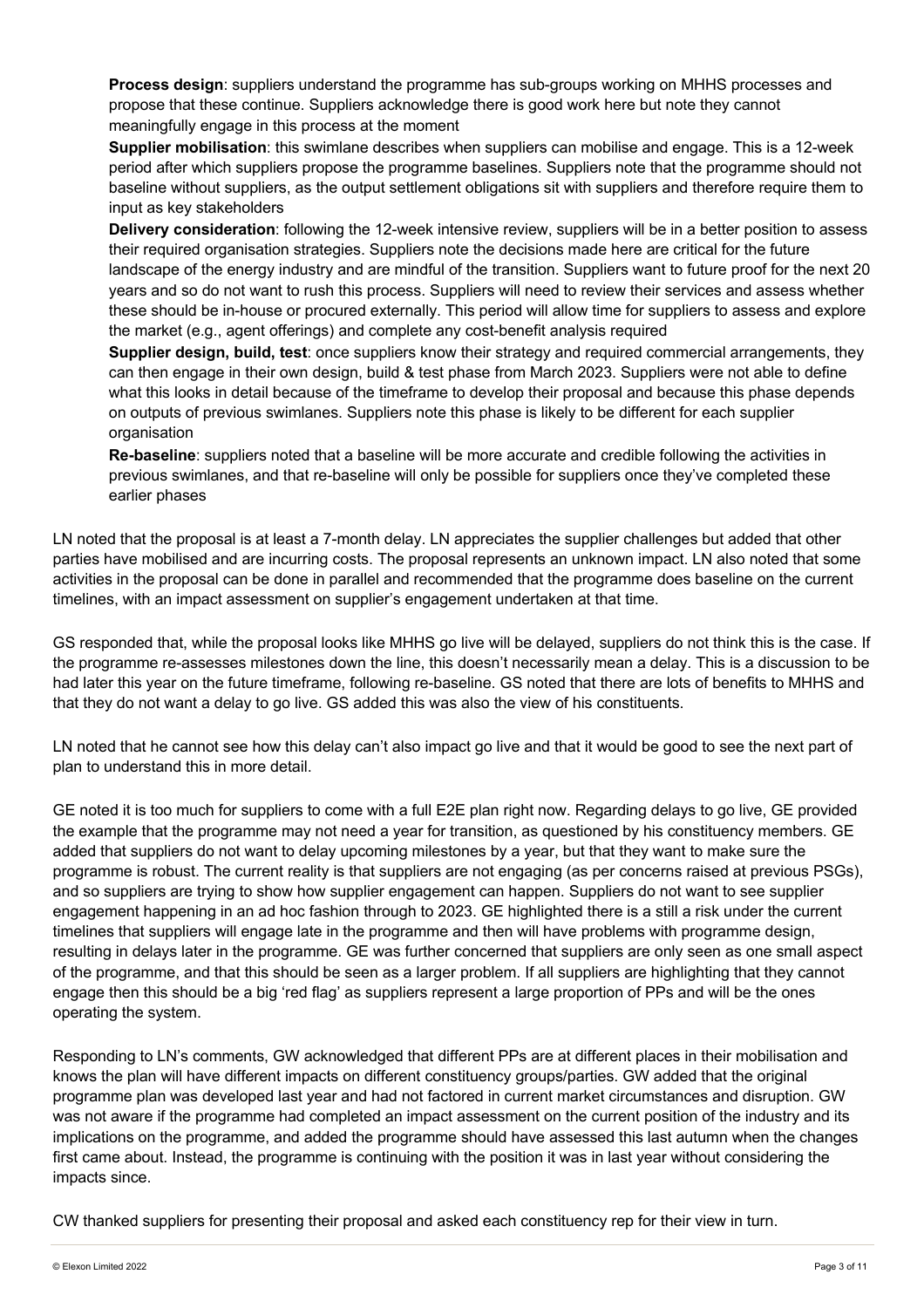**Process design**: suppliers understand the programme has sub-groups working on MHHS processes and propose that these continue. Suppliers acknowledge there is good work here but note they cannot meaningfully engage in this process at the moment

**Supplier mobilisation**: this swimlane describes when suppliers can mobilise and engage. This is a 12-week period after which suppliers propose the programme baselines. Suppliers note that the programme should not baseline without suppliers, as the output settlement obligations sit with suppliers and therefore require them to input as key stakeholders

**Delivery consideration**: following the 12-week intensive review, suppliers will be in a better position to assess their required organisation strategies. Suppliers note the decisions made here are critical for the future landscape of the energy industry and are mindful of the transition. Suppliers want to future proof for the next 20 years and so do not want to rush this process. Suppliers will need to review their services and assess whether these should be in-house or procured externally. This period will allow time for suppliers to assess and explore the market (e.g., agent offerings) and complete any cost-benefit analysis required

**Supplier design, build, test**: once suppliers know their strategy and required commercial arrangements, they can then engage in their own design, build & test phase from March 2023. Suppliers were not able to define what this looks in detail because of the timeframe to develop their proposal and because this phase depends on outputs of previous swimlanes. Suppliers note this phase is likely to be different for each supplier organisation

**Re-baseline**: suppliers noted that a baseline will be more accurate and credible following the activities in previous swimlanes, and that re-baseline will only be possible for suppliers once they've completed these earlier phases

LN noted that the proposal is at least a 7-month delay. LN appreciates the supplier challenges but added that other parties have mobilised and are incurring costs. The proposal represents an unknown impact. LN also noted that some activities in the proposal can be done in parallel and recommended that the programme does baseline on the current timelines, with an impact assessment on supplier's engagement undertaken at that time.

GS responded that, while the proposal looks like MHHS go live will be delayed, suppliers do not think this is the case. If the programme re-assesses milestones down the line, this doesn't necessarily mean a delay. This is a discussion to be had later this year on the future timeframe, following re-baseline. GS noted that there are lots of benefits to MHHS and that they do not want a delay to go live. GS added this was also the view of his constituents.

LN noted that he cannot see how this delay can't also impact go live and that it would be good to see the next part of plan to understand this in more detail.

GE noted it is too much for suppliers to come with a full E2E plan right now. Regarding delays to go live, GE provided the example that the programme may not need a year for transition, as questioned by his constituency members. GE added that suppliers do not want to delay upcoming milestones by a year, but that they want to make sure the programme is robust. The current reality is that suppliers are not engaging (as per concerns raised at previous PSGs), and so suppliers are trying to show how supplier engagement can happen. Suppliers do not want to see supplier engagement happening in an ad hoc fashion through to 2023. GE highlighted there is a still a risk under the current timelines that suppliers will engage late in the programme and then will have problems with programme design, resulting in delays later in the programme. GE was further concerned that suppliers are only seen as one small aspect of the programme, and that this should be seen as a larger problem. If all suppliers are highlighting that they cannot engage then this should be a big 'red flag' as suppliers represent a large proportion of PPs and will be the ones operating the system.

Responding to LN's comments, GW acknowledged that different PPs are at different places in their mobilisation and knows the plan will have different impacts on different constituency groups/parties. GW added that the original programme plan was developed last year and had not factored in current market circumstances and disruption. GW was not aware if the programme had completed an impact assessment on the current position of the industry and its implications on the programme, and added the programme should have assessed this last autumn when the changes first came about. Instead, the programme is continuing with the position it was in last year without considering the impacts since.

CW thanked suppliers for presenting their proposal and asked each constituency rep for their view in turn.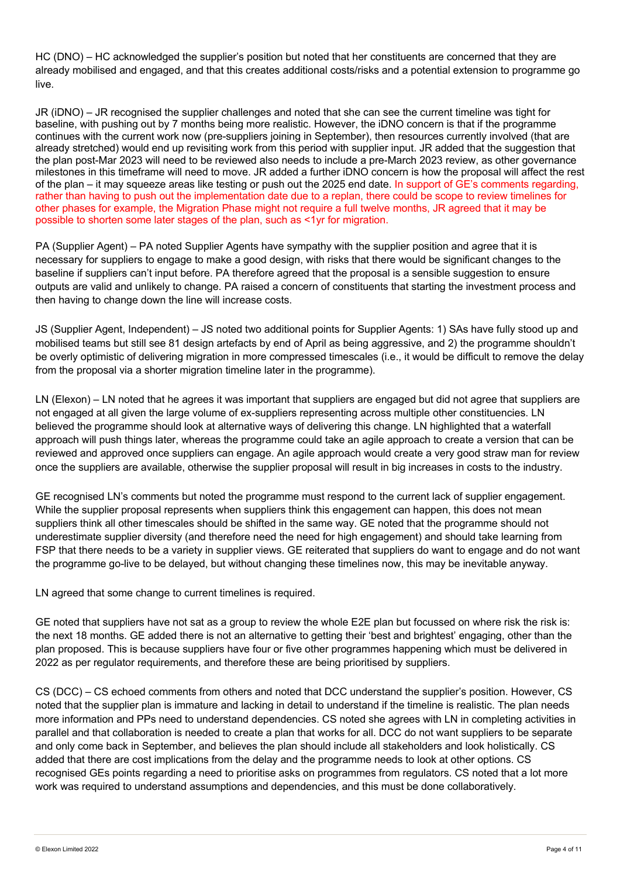HC (DNO) – HC acknowledged the supplier's position but noted that her constituents are concerned that they are already mobilised and engaged, and that this creates additional costs/risks and a potential extension to programme go live.

JR (iDNO) – JR recognised the supplier challenges and noted that she can see the current timeline was tight for baseline, with pushing out by 7 months being more realistic. However, the iDNO concern is that if the programme continues with the current work now (pre-suppliers joining in September), then resources currently involved (that are already stretched) would end up revisiting work from this period with supplier input. JR added that the suggestion that the plan post-Mar 2023 will need to be reviewed also needs to include a pre-March 2023 review, as other governance milestones in this timeframe will need to move. JR added a further iDNO concern is how the proposal will affect the rest of the plan – it may squeeze areas like testing or push out the 2025 end date. In support of GE's comments regarding, rather than having to push out the implementation date due to a replan, there could be scope to review timelines for other phases for example, the Migration Phase might not require a full twelve months, JR agreed that it may be possible to shorten some later stages of the plan, such as <1yr for migration.

PA (Supplier Agent) – PA noted Supplier Agents have sympathy with the supplier position and agree that it is necessary for suppliers to engage to make a good design, with risks that there would be significant changes to the baseline if suppliers can't input before. PA therefore agreed that the proposal is a sensible suggestion to ensure outputs are valid and unlikely to change. PA raised a concern of constituents that starting the investment process and then having to change down the line will increase costs.

JS (Supplier Agent, Independent) – JS noted two additional points for Supplier Agents: 1) SAs have fully stood up and mobilised teams but still see 81 design artefacts by end of April as being aggressive, and 2) the programme shouldn't be overly optimistic of delivering migration in more compressed timescales (i.e., it would be difficult to remove the delay from the proposal via a shorter migration timeline later in the programme).

LN (Elexon) – LN noted that he agrees it was important that suppliers are engaged but did not agree that suppliers are not engaged at all given the large volume of ex-suppliers representing across multiple other constituencies. LN believed the programme should look at alternative ways of delivering this change. LN highlighted that a waterfall approach will push things later, whereas the programme could take an agile approach to create a version that can be reviewed and approved once suppliers can engage. An agile approach would create a very good straw man for review once the suppliers are available, otherwise the supplier proposal will result in big increases in costs to the industry.

GE recognised LN's comments but noted the programme must respond to the current lack of supplier engagement. While the supplier proposal represents when suppliers think this engagement can happen, this does not mean suppliers think all other timescales should be shifted in the same way. GE noted that the programme should not underestimate supplier diversity (and therefore need the need for high engagement) and should take learning from FSP that there needs to be a variety in supplier views. GE reiterated that suppliers do want to engage and do not want the programme go-live to be delayed, but without changing these timelines now, this may be inevitable anyway.

LN agreed that some change to current timelines is required.

GE noted that suppliers have not sat as a group to review the whole E2E plan but focussed on where risk the risk is: the next 18 months. GE added there is not an alternative to getting their 'best and brightest' engaging, other than the plan proposed. This is because suppliers have four or five other programmes happening which must be delivered in 2022 as per regulator requirements, and therefore these are being prioritised by suppliers.

CS (DCC) – CS echoed comments from others and noted that DCC understand the supplier's position. However, CS noted that the supplier plan is immature and lacking in detail to understand if the timeline is realistic. The plan needs more information and PPs need to understand dependencies. CS noted she agrees with LN in completing activities in parallel and that collaboration is needed to create a plan that works for all. DCC do not want suppliers to be separate and only come back in September, and believes the plan should include all stakeholders and look holistically. CS added that there are cost implications from the delay and the programme needs to look at other options. CS recognised GEs points regarding a need to prioritise asks on programmes from regulators. CS noted that a lot more work was required to understand assumptions and dependencies, and this must be done collaboratively.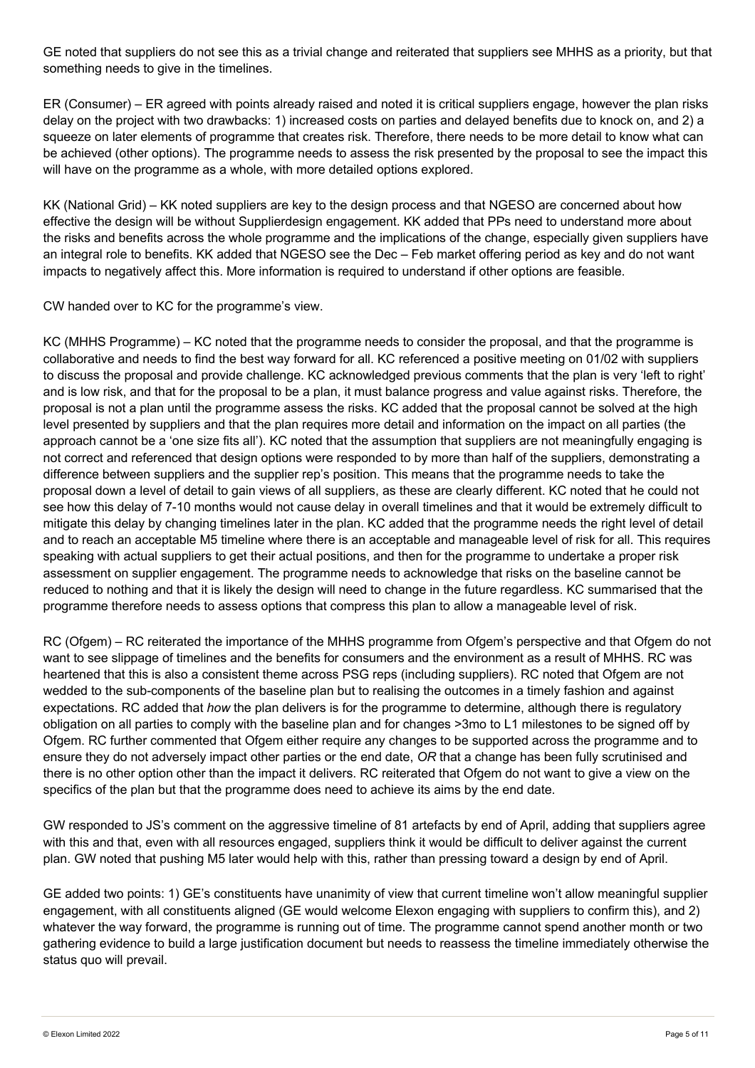GE noted that suppliers do not see this as a trivial change and reiterated that suppliers see MHHS as a priority, but that something needs to give in the timelines.

ER (Consumer) – ER agreed with points already raised and noted it is critical suppliers engage, however the plan risks delay on the project with two drawbacks: 1) increased costs on parties and delayed benefits due to knock on, and 2) a squeeze on later elements of programme that creates risk. Therefore, there needs to be more detail to know what can be achieved (other options). The programme needs to assess the risk presented by the proposal to see the impact this will have on the programme as a whole, with more detailed options explored.

KK (National Grid) – KK noted suppliers are key to the design process and that NGESO are concerned about how effective the design will be without Supplierdesign engagement. KK added that PPs need to understand more about the risks and benefits across the whole programme and the implications of the change, especially given suppliers have an integral role to benefits. KK added that NGESO see the Dec – Feb market offering period as key and do not want impacts to negatively affect this. More information is required to understand if other options are feasible.

CW handed over to KC for the programme's view.

KC (MHHS Programme) – KC noted that the programme needs to consider the proposal, and that the programme is collaborative and needs to find the best way forward for all. KC referenced a positive meeting on 01/02 with suppliers to discuss the proposal and provide challenge. KC acknowledged previous comments that the plan is very 'left to right' and is low risk, and that for the proposal to be a plan, it must balance progress and value against risks. Therefore, the proposal is not a plan until the programme assess the risks. KC added that the proposal cannot be solved at the high level presented by suppliers and that the plan requires more detail and information on the impact on all parties (the approach cannot be a 'one size fits all'). KC noted that the assumption that suppliers are not meaningfully engaging is not correct and referenced that design options were responded to by more than half of the suppliers, demonstrating a difference between suppliers and the supplier rep's position. This means that the programme needs to take the proposal down a level of detail to gain views of all suppliers, as these are clearly different. KC noted that he could not see how this delay of 7-10 months would not cause delay in overall timelines and that it would be extremely difficult to mitigate this delay by changing timelines later in the plan. KC added that the programme needs the right level of detail and to reach an acceptable M5 timeline where there is an acceptable and manageable level of risk for all. This requires speaking with actual suppliers to get their actual positions, and then for the programme to undertake a proper risk assessment on supplier engagement. The programme needs to acknowledge that risks on the baseline cannot be reduced to nothing and that it is likely the design will need to change in the future regardless. KC summarised that the programme therefore needs to assess options that compress this plan to allow a manageable level of risk.

RC (Ofgem) – RC reiterated the importance of the MHHS programme from Ofgem's perspective and that Ofgem do not want to see slippage of timelines and the benefits for consumers and the environment as a result of MHHS. RC was heartened that this is also a consistent theme across PSG reps (including suppliers). RC noted that Ofgem are not wedded to the sub-components of the baseline plan but to realising the outcomes in a timely fashion and against expectations. RC added that *how* the plan delivers is for the programme to determine, although there is regulatory obligation on all parties to comply with the baseline plan and for changes >3mo to L1 milestones to be signed off by Ofgem. RC further commented that Ofgem either require any changes to be supported across the programme and to ensure they do not adversely impact other parties or the end date, *OR* that a change has been fully scrutinised and there is no other option other than the impact it delivers. RC reiterated that Ofgem do not want to give a view on the specifics of the plan but that the programme does need to achieve its aims by the end date.

GW responded to JS's comment on the aggressive timeline of 81 artefacts by end of April, adding that suppliers agree with this and that, even with all resources engaged, suppliers think it would be difficult to deliver against the current plan. GW noted that pushing M5 later would help with this, rather than pressing toward a design by end of April.

GE added two points: 1) GE's constituents have unanimity of view that current timeline won't allow meaningful supplier engagement, with all constituents aligned (GE would welcome Elexon engaging with suppliers to confirm this), and 2) whatever the way forward, the programme is running out of time. The programme cannot spend another month or two gathering evidence to build a large justification document but needs to reassess the timeline immediately otherwise the status quo will prevail.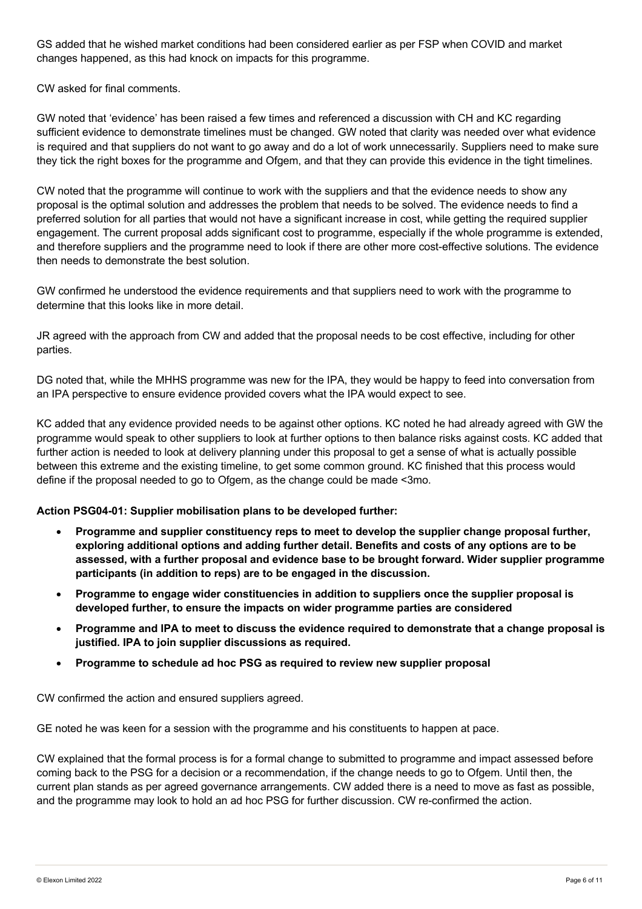GS added that he wished market conditions had been considered earlier as per FSP when COVID and market changes happened, as this had knock on impacts for this programme.

CW asked for final comments.

GW noted that 'evidence' has been raised a few times and referenced a discussion with CH and KC regarding sufficient evidence to demonstrate timelines must be changed. GW noted that clarity was needed over what evidence is required and that suppliers do not want to go away and do a lot of work unnecessarily. Suppliers need to make sure they tick the right boxes for the programme and Ofgem, and that they can provide this evidence in the tight timelines.

CW noted that the programme will continue to work with the suppliers and that the evidence needs to show any proposal is the optimal solution and addresses the problem that needs to be solved. The evidence needs to find a preferred solution for all parties that would not have a significant increase in cost, while getting the required supplier engagement. The current proposal adds significant cost to programme, especially if the whole programme is extended, and therefore suppliers and the programme need to look if there are other more cost-effective solutions. The evidence then needs to demonstrate the best solution.

GW confirmed he understood the evidence requirements and that suppliers need to work with the programme to determine that this looks like in more detail.

JR agreed with the approach from CW and added that the proposal needs to be cost effective, including for other parties.

DG noted that, while the MHHS programme was new for the IPA, they would be happy to feed into conversation from an IPA perspective to ensure evidence provided covers what the IPA would expect to see.

KC added that any evidence provided needs to be against other options. KC noted he had already agreed with GW the programme would speak to other suppliers to look at further options to then balance risks against costs. KC added that further action is needed to look at delivery planning under this proposal to get a sense of what is actually possible between this extreme and the existing timeline, to get some common ground. KC finished that this process would define if the proposal needed to go to Ofgem, as the change could be made <3mo.

**Action PSG04-01: Supplier mobilisation plans to be developed further:**

- **Programme and supplier constituency reps to meet to develop the supplier change proposal further, exploring additional options and adding further detail. Benefits and costs of any options are to be assessed, with a further proposal and evidence base to be brought forward. Wider supplier programme participants (in addition to reps) are to be engaged in the discussion.**
- **Programme to engage wider constituencies in addition to suppliers once the supplier proposal is developed further, to ensure the impacts on wider programme parties are considered**
- **Programme and IPA to meet to discuss the evidence required to demonstrate that a change proposal is justified. IPA to join supplier discussions as required.**
- **Programme to schedule ad hoc PSG as required to review new supplier proposal**

CW confirmed the action and ensured suppliers agreed.

GE noted he was keen for a session with the programme and his constituents to happen at pace.

CW explained that the formal process is for a formal change to submitted to programme and impact assessed before coming back to the PSG for a decision or a recommendation, if the change needs to go to Ofgem. Until then, the current plan stands as per agreed governance arrangements. CW added there is a need to move as fast as possible, and the programme may look to hold an ad hoc PSG for further discussion. CW re-confirmed the action.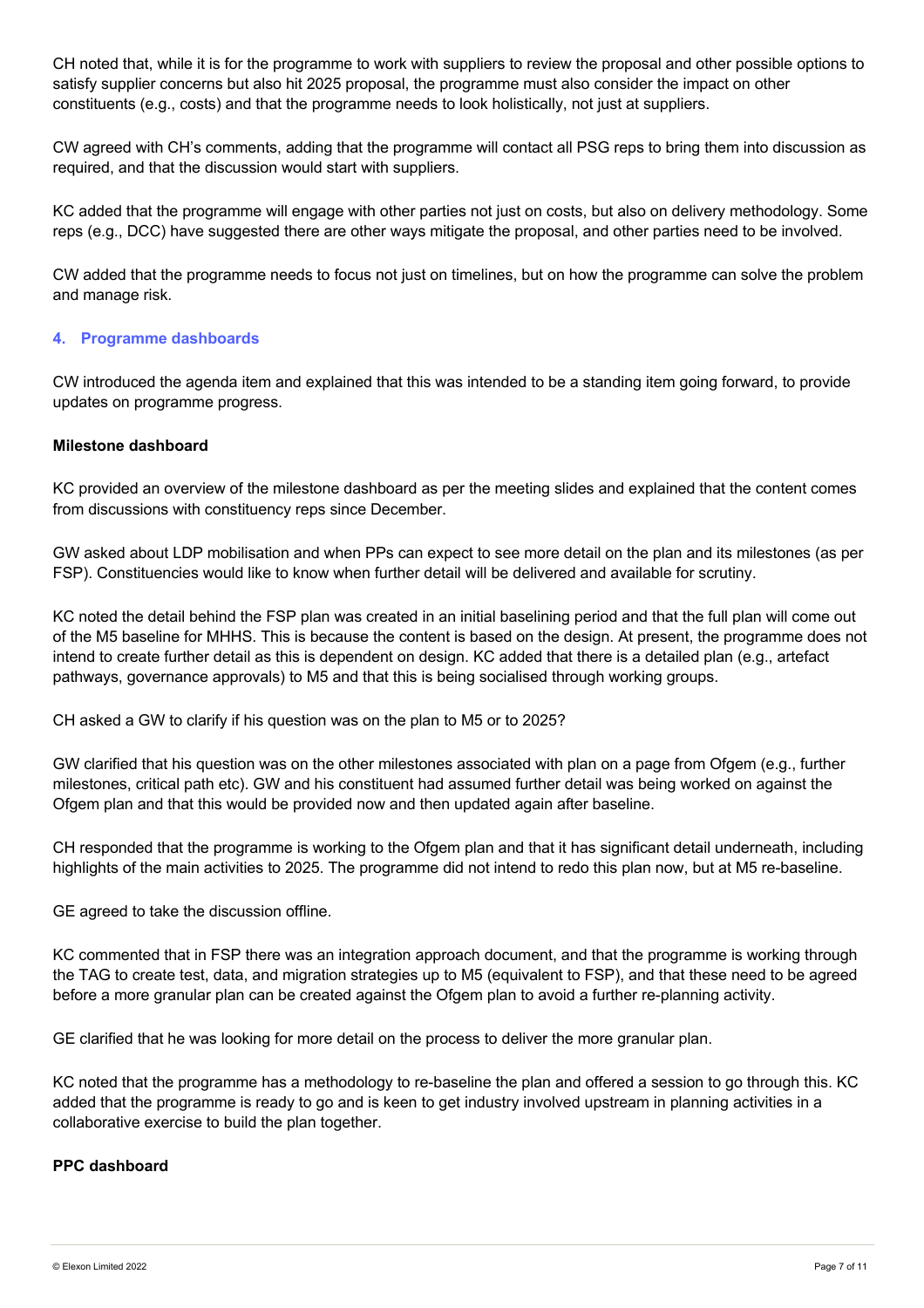CH noted that, while it is for the programme to work with suppliers to review the proposal and other possible options to satisfy supplier concerns but also hit 2025 proposal, the programme must also consider the impact on other constituents (e.g., costs) and that the programme needs to look holistically, not just at suppliers.

CW agreed with CH's comments, adding that the programme will contact all PSG reps to bring them into discussion as required, and that the discussion would start with suppliers.

KC added that the programme will engage with other parties not just on costs, but also on delivery methodology. Some reps (e.g., DCC) have suggested there are other ways mitigate the proposal, and other parties need to be involved.

CW added that the programme needs to focus not just on timelines, but on how the programme can solve the problem and manage risk.

## 4. Programme dashboards

CW introduced the agenda item and explained that this was intended to be a standing item going forward, to provide updates on programme progress.

**Milestone dashboard**

KC provided an overview of the milestone dashboard as per the meeting slides and explained that the content comes from discussions with constituency reps since December.

GW asked about LDP mobilisation and when PPs can expect to see more detail on the plan and its milestones (as per FSP). Constituencies would like to know when further detail will be delivered and available for scrutiny.

KC noted the detail behind the FSP plan was created in an initial baselining period and that the full plan will come out of the M5 baseline for MHHS. This is because the content is based on the design. At present, the programme does not intend to create further detail as this is dependent on design. KC added that there is a detailed plan (e.g., artefact pathways, governance approvals) to M5 and that this is being socialised through working groups.

CH asked a GW to clarify if his question was on the plan to M5 or to 2025?

GW clarified that his question was on the other milestones associated with plan on a page from Ofgem (e.g., further milestones, critical path etc). GW and his constituent had assumed further detail was being worked on against the Ofgem plan and that this would be provided now and then updated again after baseline.

CH responded that the programme is working to the Ofgem plan and that it has significant detail underneath, including highlights of the main activities to 2025. The programme did not intend to redo this plan now, but at M5 re-baseline.

GE agreed to take the discussion offline.

KC commented that in FSP there was an integration approach document, and that the programme is working through the TAG to create test, data, and migration strategies up to M5 (equivalent to FSP), and that these need to be agreed before a more granular plan can be created against the Ofgem plan to avoid a further re-planning activity.

GE clarified that he was looking for more detail on the process to deliver the more granular plan.

KC noted that the programme has a methodology to re-baseline the plan and offered a session to go through this. KC added that the programme is ready to go and is keen to get industry involved upstream in planning activities in a collaborative exercise to build the plan together.

**PPC dashboard**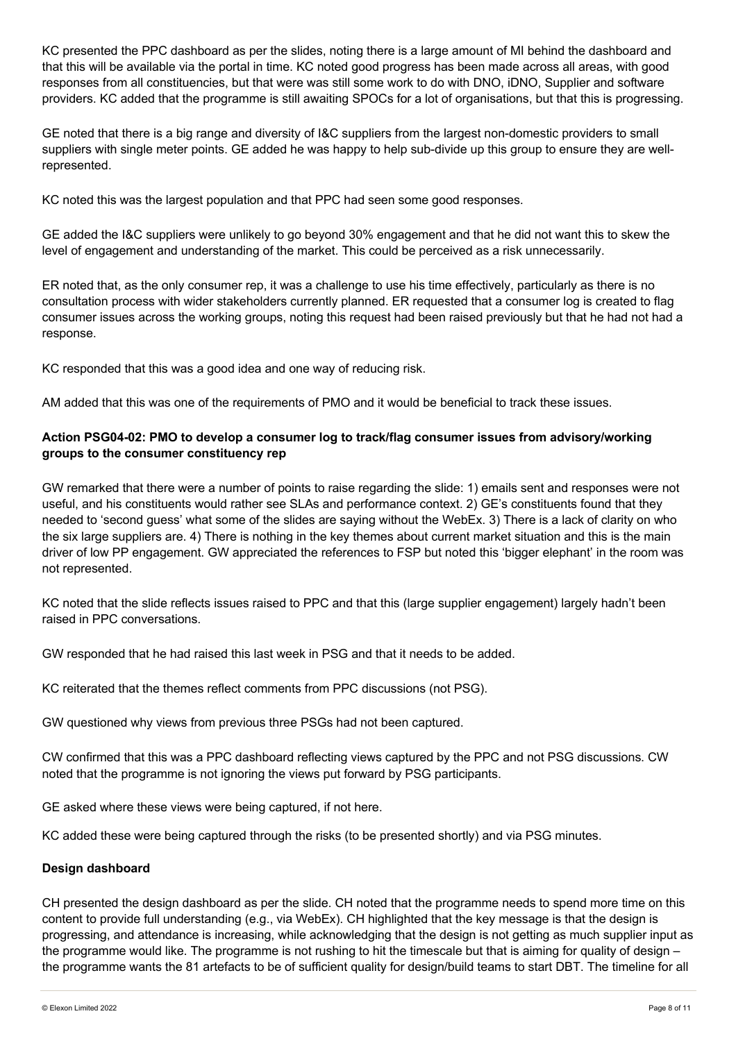KC presented the PPC dashboard as per the slides, noting there is a large amount of MI behind the dashboard and that this will be available via the portal in time. KC noted good progress has been made across all areas, with good responses from all constituencies, but that were was still some work to do with DNO, iDNO, Supplier and software providers. KC added that the programme is still awaiting SPOCs for a lot of organisations, but that this is progressing.

GE noted that there is a big range and diversity of I&C suppliers from the largest non-domestic providers to small suppliers with single meter points. GE added he was happy to help sub-divide up this group to ensure they are well-represented.

KC noted this was the largest population and that PPC had seen some good responses.

GE added the I&C suppliers were unlikely to go beyond 30% engagement and that he did not want this to skew the level of engagement and understanding of the market. This could be perceived as a risk unnecessarily.

ER noted that, as the only consumer rep, it was a challenge to use his time effectively, particularly as there is no consultation process with wider stakeholders currently planned. ER requested that a consumer log is created to flag consumer issues across the working groups, noting this request had been raised previously but that he had not had a response.

KC responded that this was a good idea and one way of reducing risk.

AM added that this was one of the requirements of PMO and it would be beneficial to track these issues.

**Action PSG04-02: PMO to develop a consumer log to track/flag consumer issues from advisory/working groups to the consumer constituency rep**

GW remarked that there were a number of points to raise regarding the slide: 1) emails sent and responses were not useful, and his constituents would rather see SLAs and performance context. 2) GE's constituents found that they needed to 'second guess' what some of the slides are saying without the WebEx. 3) There is a lack of clarity on who the six large suppliers are. 4) There is nothing in the key themes about current market situation and this is the main driver of low PP engagement. GW appreciated the references to FSP but noted this 'bigger elephant' in the room was not represented.

KC noted that the slide reflects issues raised to PPC and that this (large supplier engagement) largely hadn't been raised in PPC conversations.

GW responded that he had raised this last week in PSG and that it needs to be added.

KC reiterated that the themes reflect comments from PPC discussions (not PSG).

GW questioned why views from previous three PSGs had not been captured.

CW confirmed that this was a PPC dashboard reflecting views captured by the PPC and not PSG discussions. CW noted that the programme is not ignoring the views put forward by PSG participants.

GE asked where these views were being captured, if not here.

KC added these were being captured through the risks (to be presented shortly) and via PSG minutes.

**Design dashboard**

CH presented the design dashboard as per the slide. CH noted that the programme needs to spend more time on this content to provide full understanding (e.g., via WebEx). CH highlighted that the key message is that the design is progressing, and attendance is increasing, while acknowledging that the design is not getting as much supplier input as the programme would like. The programme is not rushing to hit the timescale but that is aiming for quality of design – the programme wants the 81 artefacts to be of sufficient quality for design/build teams to start DBT. The timeline for all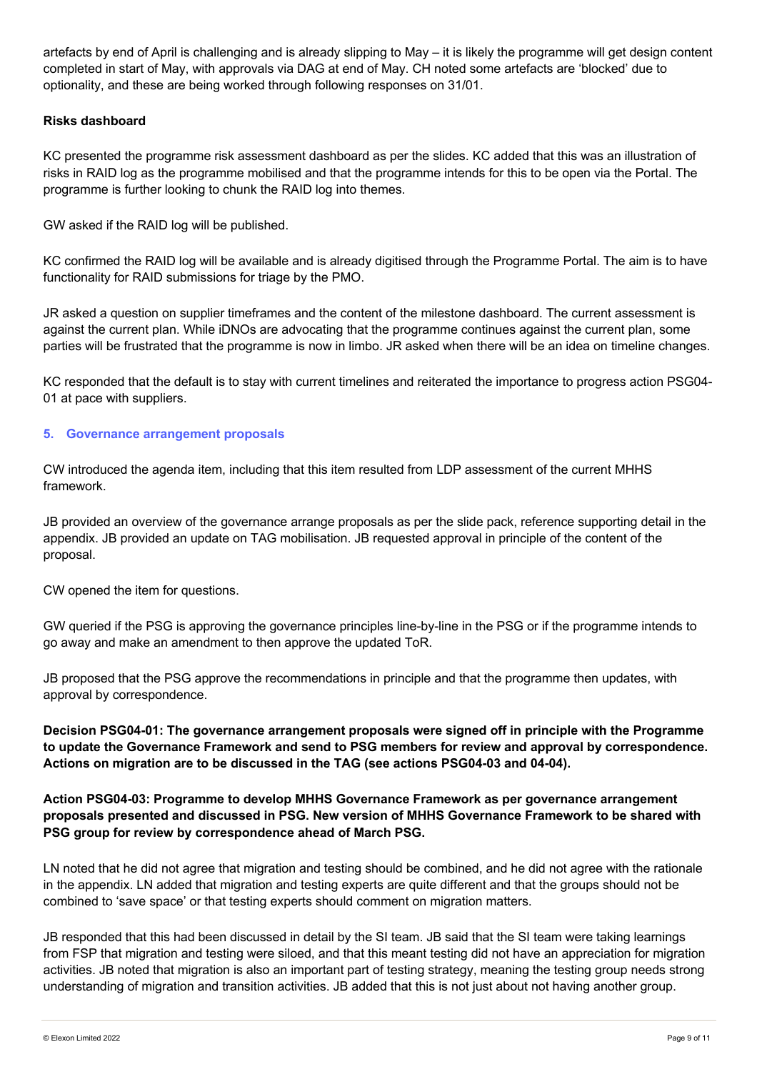artefacts by end of April is challenging and is already slipping to May – it is likely the programme will get design content completed in start of May, with approvals via DAG at end of May. CH noted some artefacts are 'blocked' due to optionality, and these are being worked through following responses on 31/01.

**Risks dashboard**

KC presented the programme risk assessment dashboard as per the slides. KC added that this was an illustration of risks in RAID log as the programme mobilised and that the programme intends for this to be open via the Portal. The programme is further looking to chunk the RAID log into themes.

GW asked if the RAID log will be published.

KC confirmed the RAID log will be available and is already digitised through the Programme Portal. The aim is to have functionality for RAID submissions for triage by the PMO.

JR asked a question on supplier timeframes and the content of the milestone dashboard. The current assessment is against the current plan. While iDNOs are advocating that the programme continues against the current plan, some parties will be frustrated that the programme is now in limbo. JR asked when there will be an idea on timeline changes.

KC responded that the default is to stay with current timelines and reiterated the importance to progress action PSG04-01 at pace with suppliers.

## 5. Governance arrangement proposals

CW introduced the agenda item, including that this item resulted from LDP assessment of the current MHHS framework.

JB provided an overview of the governance arrange proposals as per the slide pack, reference supporting detail in the appendix. JB provided an update on TAG mobilisation. JB requested approval in principle of the content of the proposal.

CW opened the item for questions.

GW queried if the PSG is approving the governance principles line-by-line in the PSG or if the programme intends to go away and make an amendment to then approve the updated ToR.

JB proposed that the PSG approve the recommendations in principle and that the programme then updates, with approval by correspondence.

**Decision PSG04-01: The governance arrangement proposals were signed off in principle with the Programme to update the Governance Framework and send to PSG members for review and approval by correspondence. Actions on migration are to be discussed in the TAG (see actions PSG04-03 and 04-04).**

**Action PSG04-03: Programme to develop MHHS Governance Framework as per governance arrangement proposals presented and discussed in PSG. New version of MHHS Governance Framework to be shared with PSG group for review by correspondence ahead of March PSG.**

LN noted that he did not agree that migration and testing should be combined, and he did not agree with the rationale in the appendix. LN added that migration and testing experts are quite different and that the groups should not be combined to 'save space' or that testing experts should comment on migration matters.

JB responded that this had been discussed in detail by the SI team. JB said that the SI team were taking learnings from FSP that migration and testing were siloed, and that this meant testing did not have an appreciation for migration activities. JB noted that migration is also an important part of testing strategy, meaning the testing group needs strong understanding of migration and transition activities. JB added that this is not just about not having another group.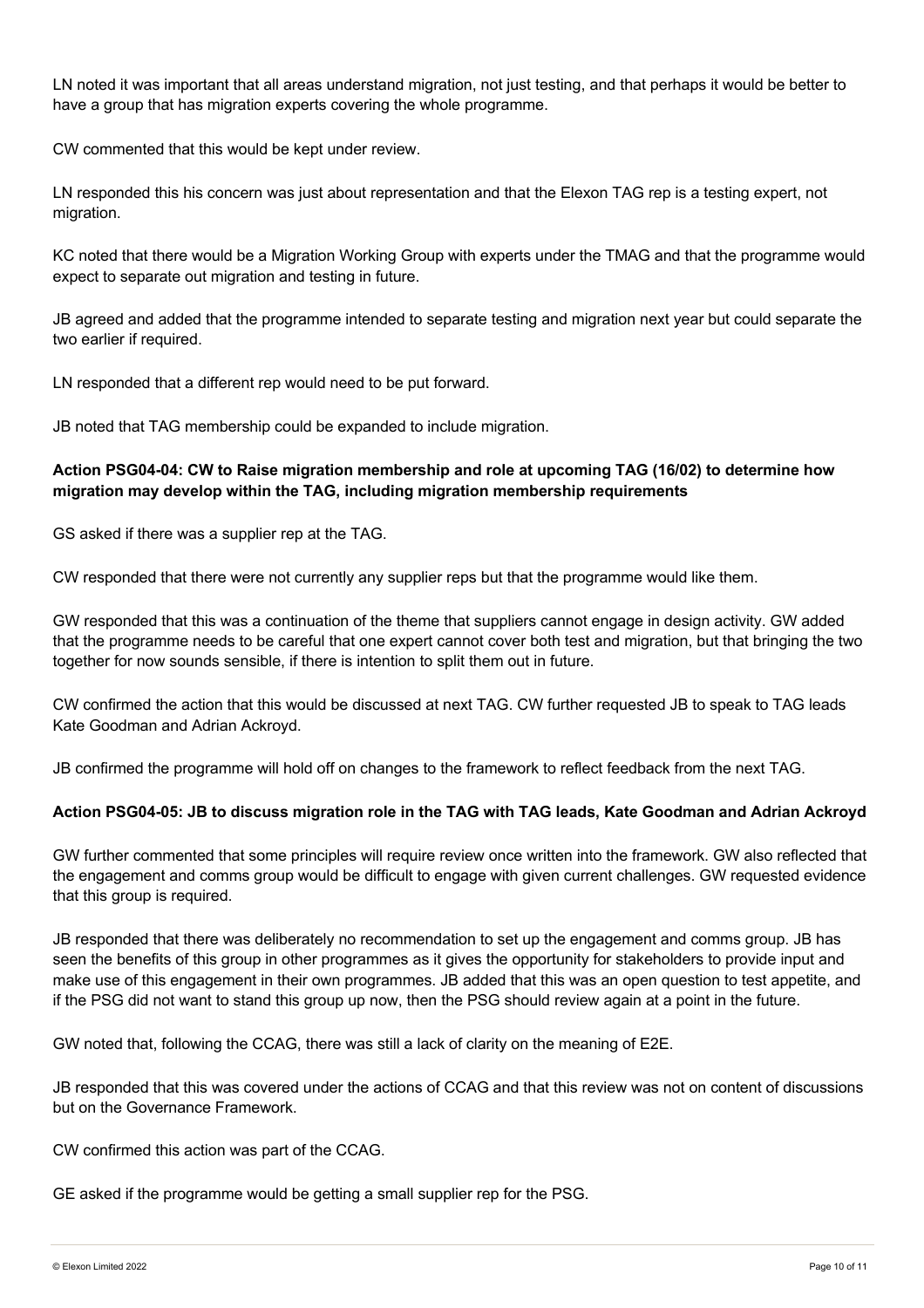LN noted it was important that all areas understand migration, not just testing, and that perhaps it would be better to have a group that has migration experts covering the whole programme.

CW commented that this would be kept under review.

LN responded this his concern was just about representation and that the Elexon TAG rep is a testing expert, not migration.

KC noted that there would be a Migration Working Group with experts under the TMAG and that the programme would expect to separate out migration and testing in future.

JB agreed and added that the programme intended to separate testing and migration next year but could separate the two earlier if required.

LN responded that a different rep would need to be put forward.

JB noted that TAG membership could be expanded to include migration.

**Action PSG04-04: CW to Raise migration membership and role at upcoming TAG (16/02) to determine how migration may develop within the TAG, including migration membership requirements**

GS asked if there was a supplier rep at the TAG.

CW responded that there were not currently any supplier reps but that the programme would like them.

GW responded that this was a continuation of the theme that suppliers cannot engage in design activity. GW added that the programme needs to be careful that one expert cannot cover both test and migration, but that bringing the two together for now sounds sensible, if there is intention to split them out in future.

CW confirmed the action that this would be discussed at next TAG. CW further requested JB to speak to TAG leads Kate Goodman and Adrian Ackroyd.

JB confirmed the programme will hold off on changes to the framework to reflect feedback from the next TAG.

**Action PSG04-05: JB to discuss migration role in the TAG with TAG leads, Kate Goodman and Adrian Ackroyd**

GW further commented that some principles will require review once written into the framework. GW also reflected that the engagement and comms group would be difficult to engage with given current challenges. GW requested evidence that this group is required.

JB responded that there was deliberately no recommendation to set up the engagement and comms group. JB has seen the benefits of this group in other programmes as it gives the opportunity for stakeholders to provide input and make use of this engagement in their own programmes. JB added that this was an open question to test appetite, and if the PSG did not want to stand this group up now, then the PSG should review again at a point in the future.

GW noted that, following the CCAG, there was still a lack of clarity on the meaning of E2E.

JB responded that this was covered under the actions of CCAG and that this review was not on content of discussions but on the Governance Framework.

CW confirmed this action was part of the CCAG.

GE asked if the programme would be getting a small supplier rep for the PSG.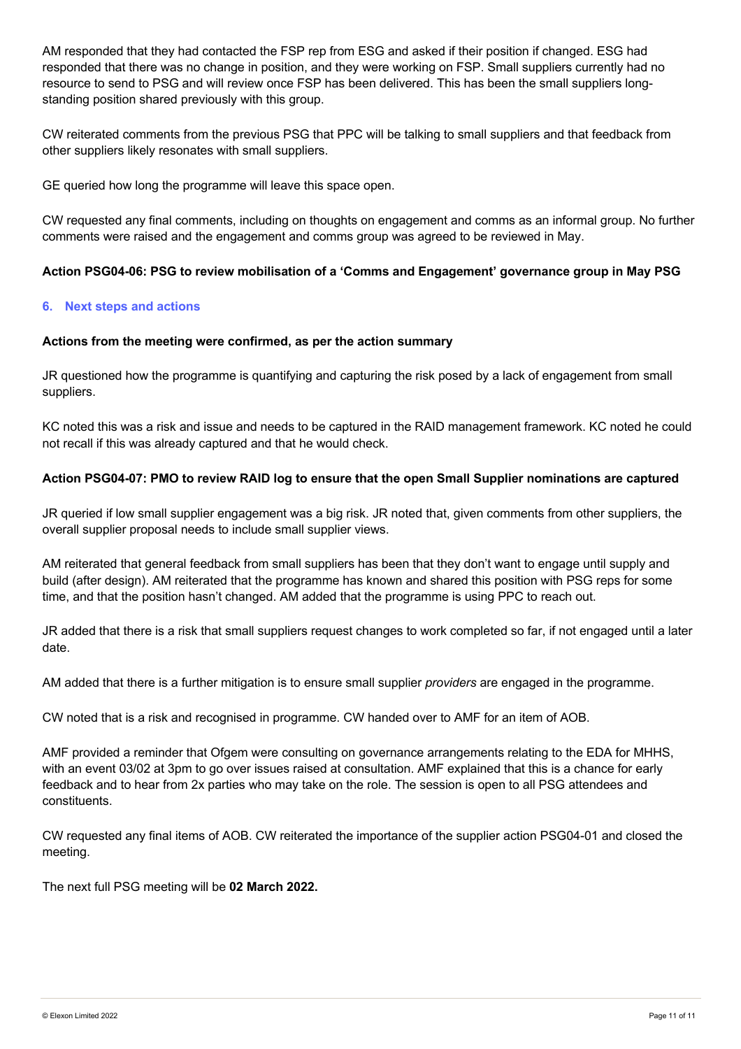AM responded that they had contacted the FSP rep from ESG and asked if their position if changed. ESG had responded that there was no change in position, and they were working on FSP. Small suppliers currently had no resource to send to PSG and will review once FSP has been delivered. This has been the small suppliers long-standing position shared previously with this group.

CW reiterated comments from the previous PSG that PPC will be talking to small suppliers and that feedback from other suppliers likely resonates with small suppliers.

GE queried how long the programme will leave this space open.

CW requested any final comments, including on thoughts on engagement and comms as an informal group. No further comments were raised and the engagement and comms group was agreed to be reviewed in May.

**Action PSG04-06: PSG to review mobilisation of a 'Comms and Engagement' governance group in May PSG**

## 6. Next steps and actions

**Actions from the meeting were confirmed, as per the action summary**

JR questioned how the programme is quantifying and capturing the risk posed by a lack of engagement from small suppliers.

KC noted this was a risk and issue and needs to be captured in the RAID management framework. KC noted he could not recall if this was already captured and that he would check.

**Action PSG04-07: PMO to review RAID log to ensure that the open Small Supplier nominations are captured**

JR queried if low small supplier engagement was a big risk. JR noted that, given comments from other suppliers, the overall supplier proposal needs to include small supplier views.

AM reiterated that general feedback from small suppliers has been that they don't want to engage until supply and build (after design). AM reiterated that the programme has known and shared this position with PSG reps for some time, and that the position hasn't changed. AM added that the programme is using PPC to reach out.

JR added that there is a risk that small suppliers request changes to work completed so far, if not engaged until a later date.

AM added that there is a further mitigation is to ensure small supplier *providers* are engaged in the programme.

CW noted that is a risk and recognised in programme. CW handed over to AMF for an item of AOB.

AMF provided a reminder that Ofgem were consulting on governance arrangements relating to the EDA for MHHS, with an event 03/02 at 3pm to go over issues raised at consultation. AMF explained that this is a chance for early feedback and to hear from 2x parties who may take on the role. The session is open to all PSG attendees and constituents.

CW requested any final items of AOB. CW reiterated the importance of the supplier action PSG04-01 and closed the meeting.

The next full PSG meeting will be **02 March 2022.**